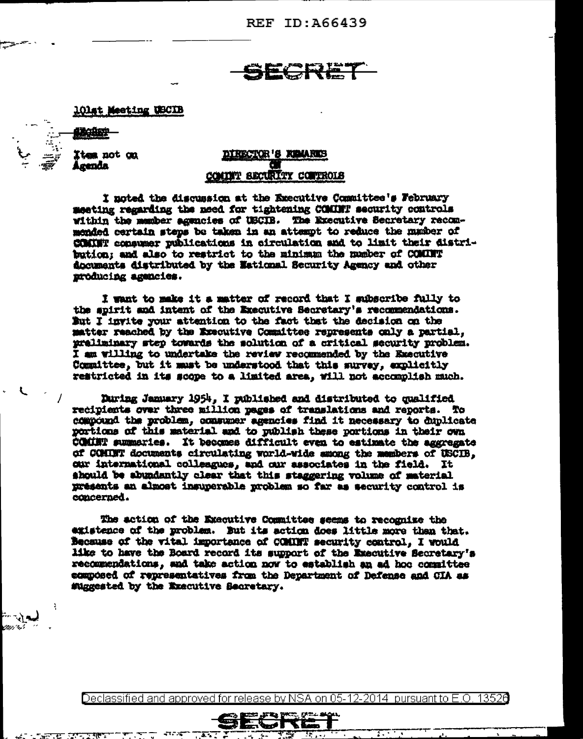REF ID:A66439

SECRET

101st Meeting USCIB

Action

Item not on Agenda

## DIRECTOR'S REMARKS ON COMINT SECURITY CONTROLS

I noted the discussion at the Executive Committee's February meeting regarding the need for tightening COMINT security controls within the member agencies of USCIB. The Executive Secretary recommended certain steps be taken in an attempt to reduce the number of COMINT consumer publications in circulation and to limit their distribution; and also to restrict to the minimum the number of COMINT documents distributed by the National Security Agency and other producing agencies.

I want to make it a matter of record that I subscribe fully to the spirit and intent of the Executive Secretary's recommendations. But I invite your attention to the fact that the decision on the matter reached by the Executive Committee represents only a partial, preliminary step towards the solution of a critical security problem. I am willing to undertake the review recommended by the Executive Committee, but it must be understood that this survey, explicitly restricted in its scope to a limited area, will not accomplish much.

During January 1954, I published and distributed to qualified recipients over three million pages of translations and reports. To compound the problem, consumer agencies find it necessary to duplicate portions of this material and to publish these portions in their own COMINT summaries. It becomes difficult even to estimate the aggregate of COMINT documents circulating world-wide among the members of USCIB, our international colleagues, and our associates in the field. It should be abundantly clear that this staggering volume of material presents an almost insuperable problem so far as security control is concerned.

The action of the Executive Committee seems to recognize the existence of the problem. But its action does little more than that. Because of the vital importance of COMINT security control, I would like to have the Board record its support of the Executive Secretary's recommendations, and take action now to establish an ad hoc committee composed of representatives from the Department of Defense and CIA as suggested by the Executive Secretary.

Declassified and approved for release by NSA on 05-12-2014 pursuant to E.O. 13526

SECRET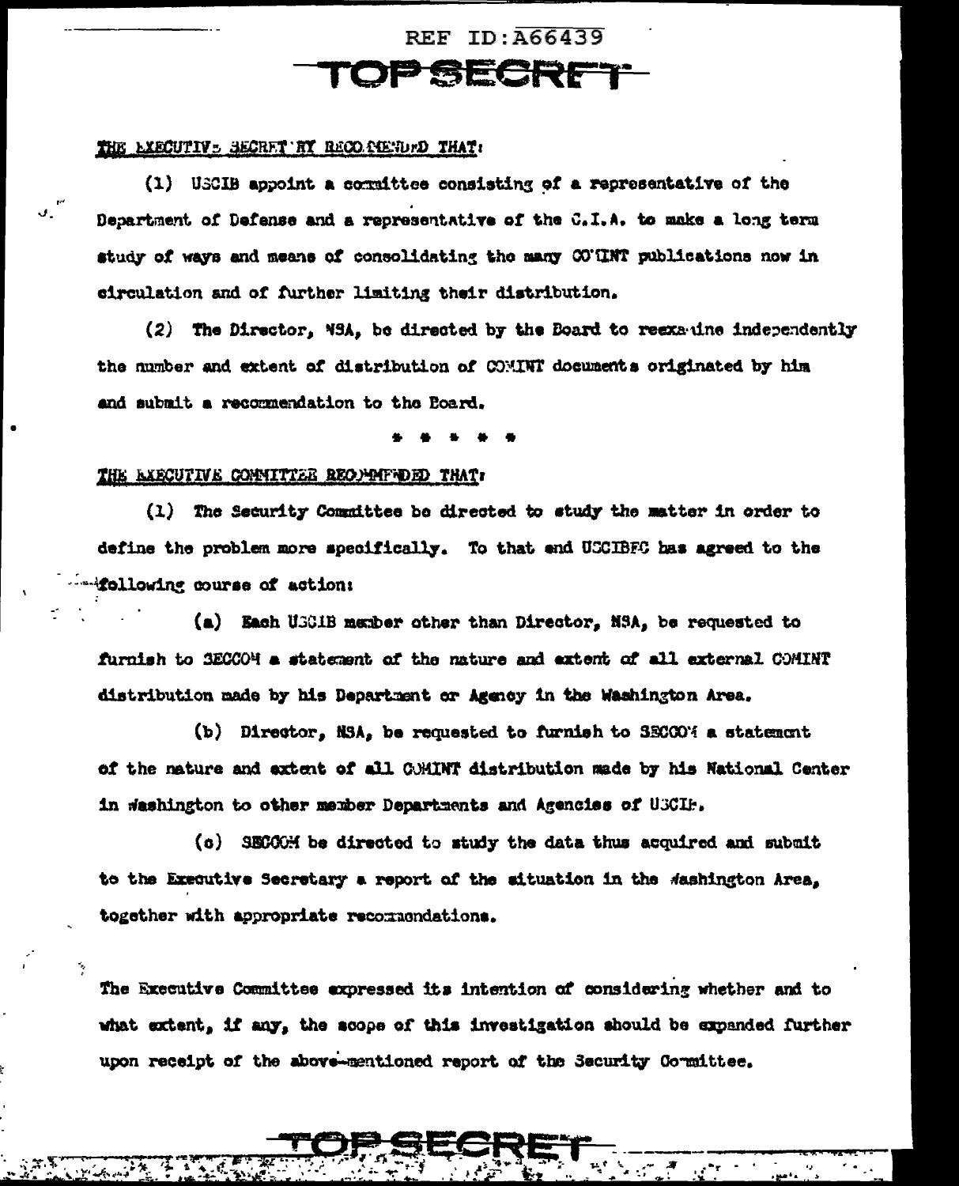THE EXECUTIVE SECRETARY RECOMMENDED THAT:

(1) USCIB appoint a committee consisting of a representative of the Department of Defense and a representative of the C.I.A. to make a long term study of ways and means of consolidating the many COMINT publications now in circulation and of further limiting their distribution.

(2) The Director, NSA, be directed by the Board to reexamine independently the number and extent of distribution of COMINT documents originated by him and submit a recommendation to the Board.

\* \* \* \* \*

THE EXECUTIVE COMMITTEE RECOMMENDED THAT:

(1) The Security Committee be directed to study the matter in order to define the problem more specifically. To that end USCIBEC has agreed to the following course of action:

(a) Each USCIB member other than Director, NSA, be requested to furnish to SECCOM a statement of the nature and extent of all external COMINT distribution made by his Department or Agency in the Washington Area.

(b) Director, NSA, be requested to furnish to SECCOM a statement of the nature and extent of all COMINT distribution made by his National Center in Washington to other member Departments and Agencies of USCIB.

(c) SECCOM be directed to study the data thus acquired and submit to the Executive Secretary a report of the situation in the Washington Area, together with appropriate recommendations.

The Executive Committee expressed its intention of considering whether and to what extent, if any, the scope of this investigation should be expanded further upon receipt of the above-mentioned report of the Security Committee.